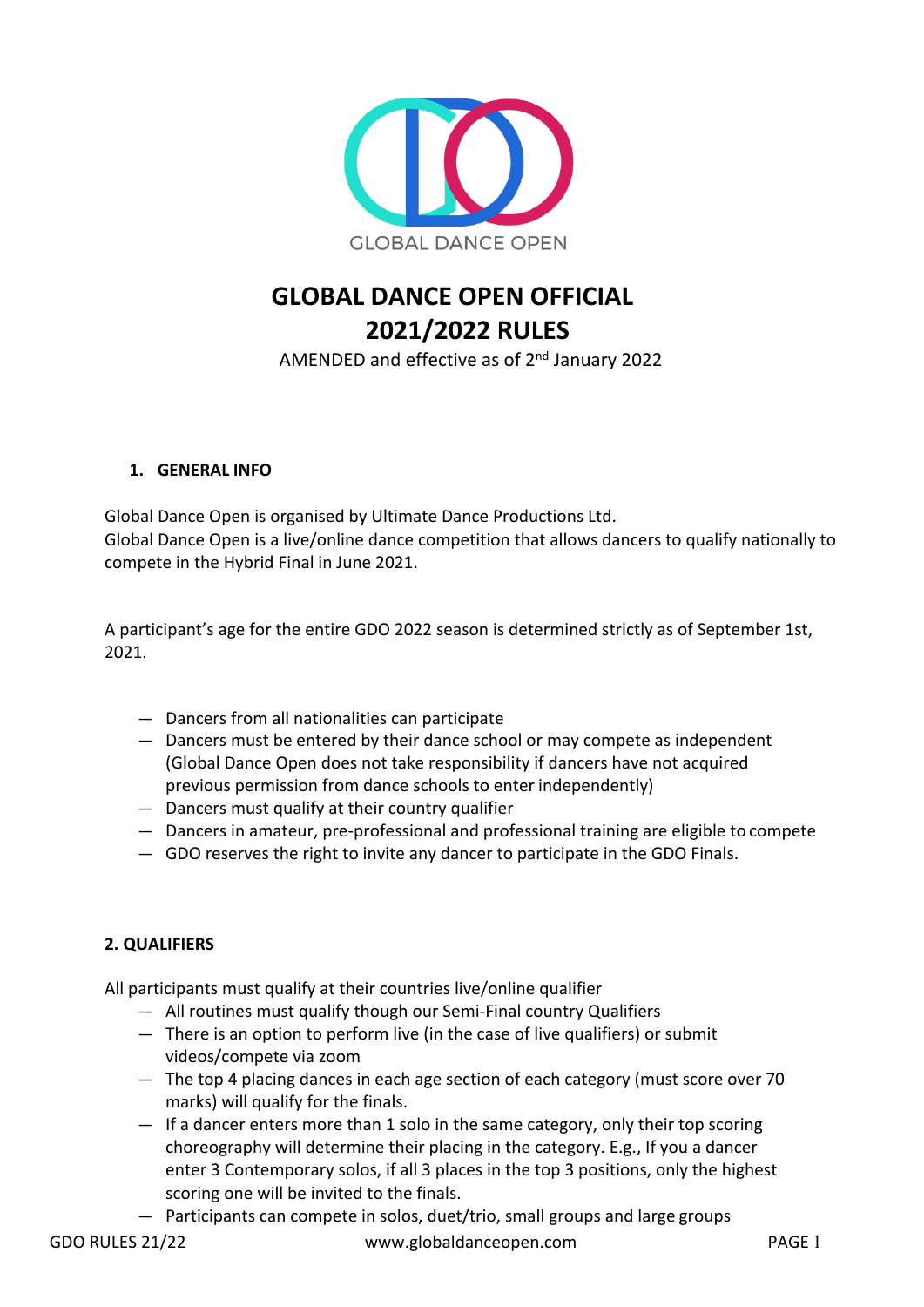GLOBAL DANCE OPEN

# GLOBAL DANCE OPEN OFFICIAL 2021/2022 RULES

AMENDED and effective as of 2nd January 2022

## 1. GENERAL INFO

Global Dance Open is organised by Ultimate Dance Productions Ltd.
Global Dance Open is a live/online dance competition that allows dancers to qualify nationally to compete in the Hybrid Final in June 2021.

A participant's age for the entire GDO 2022 season is determined strictly as of September 1st, 2021.

- Dancers from all nationalities can participate
- Dancers must be entered by their dance school or may compete as independent (Global Dance Open does not take responsibility if dancers have not acquired previous permission from dance schools to enter independently)
- Dancers must qualify at their country qualifier
- Dancers in amateur, pre-professional and professional training are eligible to compete
- GDO reserves the right to invite any dancer to participate in the GDO Finals.

## 2. QUALIFIERS

All participants must qualify at their countries live/online qualifier

- All routines must qualify though our Semi-Final country Qualifiers
- There is an option to perform live (in the case of live qualifiers) or submit videos/compete via zoom
- The top 4 placing dances in each age section of each category (must score over 70 marks) will qualify for the finals.
- If a dancer enters more than 1 solo in the same category, only their top scoring choreography will determine their placing in the category. E.g., If you a dancer enter 3 Contemporary solos, if all 3 places in the top 3 positions, only the highest scoring one will be invited to the finals.
- Participants can compete in solos, duet/trio, small groups and large groups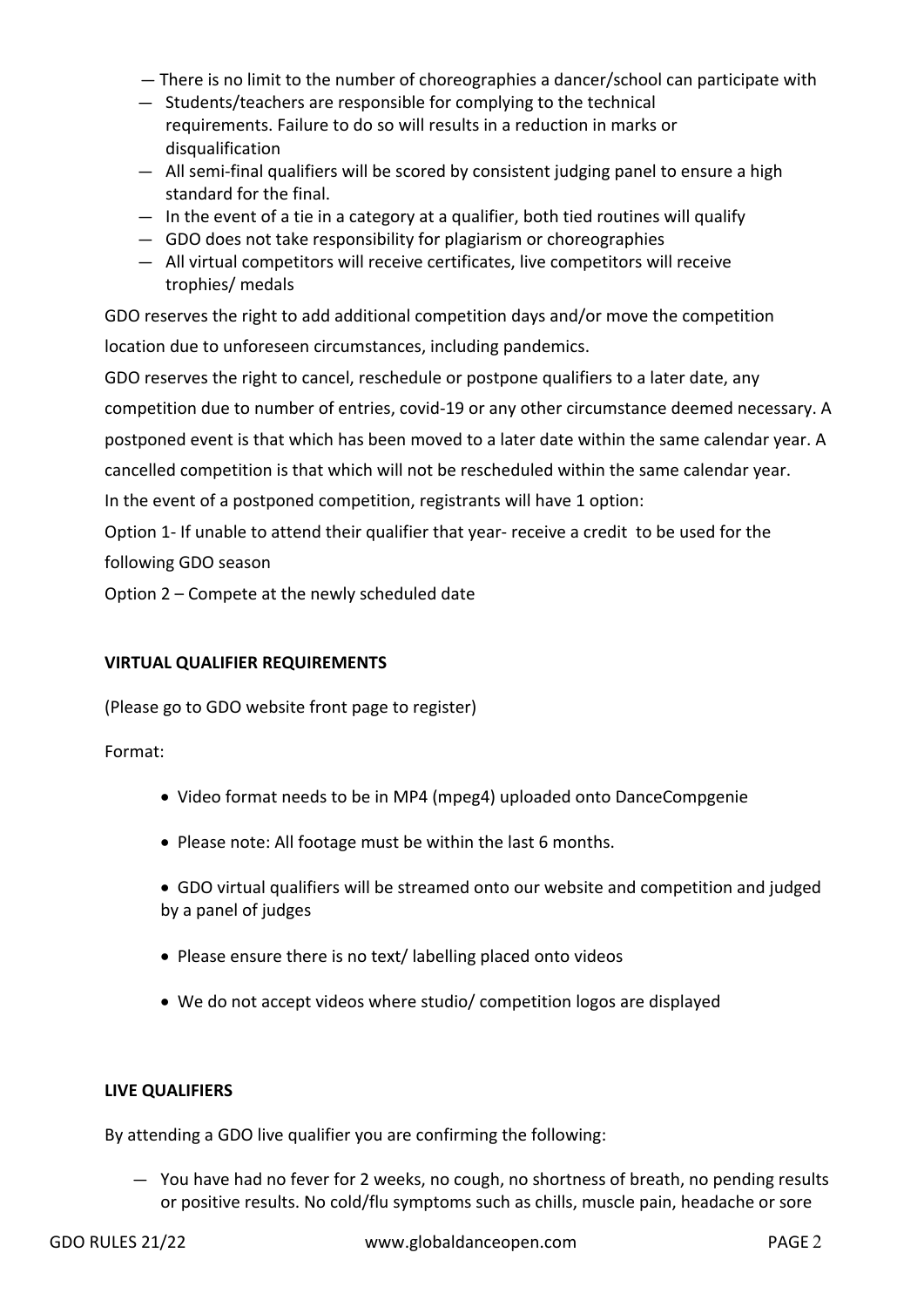- There is no limit to the number of choreographies a dancer/school can participate with
- Students/teachers are responsible for complying to the technical requirements. Failure to do so will results in a reduction in marks or disqualification
- All semi-final qualifiers will be scored by consistent judging panel to ensure a high standard for the final.
- In the event of a tie in a category at a qualifier, both tied routines will qualify
- GDO does not take responsibility for plagiarism or choreographies
- All virtual competitors will receive certificates, live competitors will receive trophies/ medals

GDO reserves the right to add additional competition days and/or move the competition location due to unforeseen circumstances, including pandemics.

GDO reserves the right to cancel, reschedule or postpone qualifiers to a later date, any competition due to number of entries, covid-19 or any other circumstance deemed necessary. A postponed event is that which has been moved to a later date within the same calendar year. A cancelled competition is that which will not be rescheduled within the same calendar year.

In the event of a postponed competition, registrants will have 1 option:

Option 1- If unable to attend their qualifier that year- receive a credit to be used for the following GDO season

Option 2 – Compete at the newly scheduled date

**VIRTUAL QUALIFIER REQUIREMENTS**

(Please go to GDO website front page to register)

Format:

- Video format needs to be in MP4 (mpeg4) uploaded onto DanceCompgenie
- Please note: All footage must be within the last 6 months.
- GDO virtual qualifiers will be streamed onto our website and competition and judged by a panel of judges
- Please ensure there is no text/ labelling placed onto videos
- We do not accept videos where studio/ competition logos are displayed

**LIVE QUALIFIERS**

By attending a GDO live qualifier you are confirming the following:

- You have had no fever for 2 weeks, no cough, no shortness of breath, no pending results or positive results. No cold/flu symptoms such as chills, muscle pain, headache or sore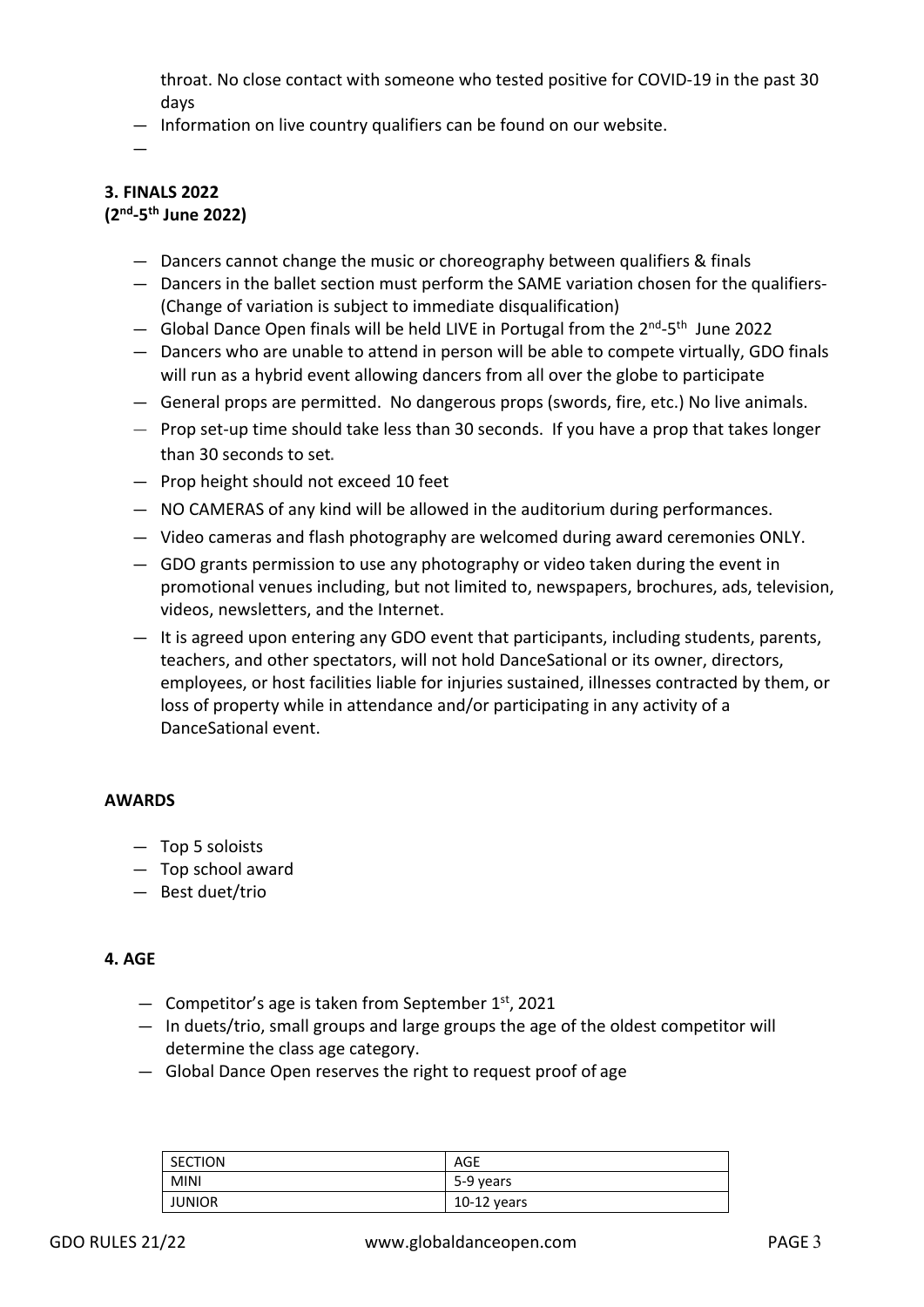throat. No close contact with someone who tested positive for COVID-19 in the past 30 days

- Information on live country qualifiers can be found on our website.
-

**3. FINALS 2022**
**(2nd-5th June 2022)**

- Dancers cannot change the music or choreography between qualifiers & finals
- Dancers in the ballet section must perform the SAME variation chosen for the qualifiers- (Change of variation is subject to immediate disqualification)
- Global Dance Open finals will be held LIVE in Portugal from the 2nd-5th June 2022
- Dancers who are unable to attend in person will be able to compete virtually, GDO finals will run as a hybrid event allowing dancers from all over the globe to participate
- General props are permitted. No dangerous props (swords, fire, etc.) No live animals.
- Prop set-up time should take less than 30 seconds. If you have a prop that takes longer than 30 seconds to set.
- Prop height should not exceed 10 feet
- NO CAMERAS of any kind will be allowed in the auditorium during performances.
- Video cameras and flash photography are welcomed during award ceremonies ONLY.
- GDO grants permission to use any photography or video taken during the event in promotional venues including, but not limited to, newspapers, brochures, ads, television, videos, newsletters, and the Internet.
- It is agreed upon entering any GDO event that participants, including students, parents, teachers, and other spectators, will not hold DanceSational or its owner, directors, employees, or host facilities liable for injuries sustained, illnesses contracted by them, or loss of property while in attendance and/or participating in any activity of a DanceSational event.

**AWARDS**

- Top 5 soloists
- Top school award
- Best duet/trio

**4. AGE**

- Competitor's age is taken from September 1st, 2021
- In duets/trio, small groups and large groups the age of the oldest competitor will determine the class age category.
- Global Dance Open reserves the right to request proof of age

| SECTION | AGE |
|---|---|
| MINI | 5-9 years |
| JUNIOR | 10-12 years |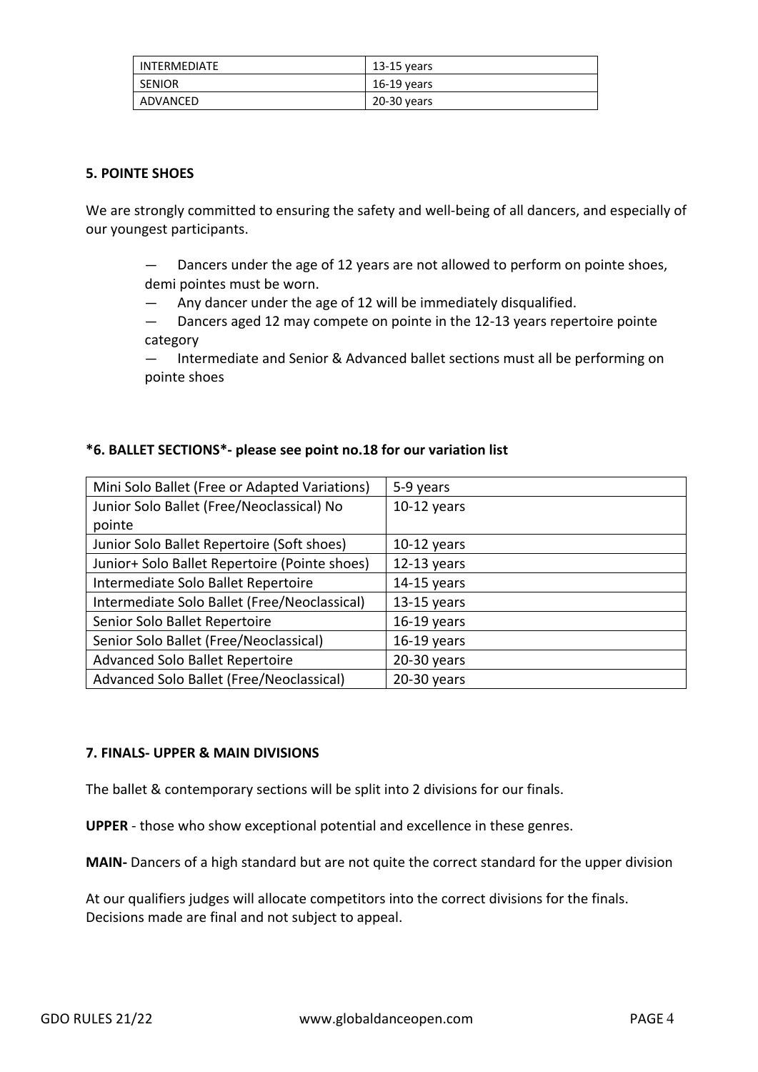| INTERMEDIATE | 13-15 years |
|---|---|
| SENIOR | 16-19 years |
| ADVANCED | 20-30 years |

### 5. POINTE SHOES

We are strongly committed to ensuring the safety and well-being of all dancers, and especially of our youngest participants.

- Dancers under the age of 12 years are not allowed to perform on pointe shoes, demi pointes must be worn.
- Any dancer under the age of 12 will be immediately disqualified.
- Dancers aged 12 may compete on pointe in the 12-13 years repertoire pointe category
- Intermediate and Senior & Advanced ballet sections must all be performing on pointe shoes

### *6. BALLET SECTIONS*- please see point no.18 for our variation list

| Mini Solo Ballet (Free or Adapted Variations) | 5-9 years |
|---|---|
| Junior Solo Ballet (Free/Neoclassical) No pointe | 10-12 years |
| Junior Solo Ballet Repertoire (Soft shoes) | 10-12 years |
| Junior+ Solo Ballet Repertoire (Pointe shoes) | 12-13 years |
| Intermediate Solo Ballet Repertoire | 14-15 years |
| Intermediate Solo Ballet (Free/Neoclassical) | 13-15 years |
| Senior Solo Ballet Repertoire | 16-19 years |
| Senior Solo Ballet (Free/Neoclassical) | 16-19 years |
| Advanced Solo Ballet Repertoire | 20-30 years |
| Advanced Solo Ballet (Free/Neoclassical) | 20-30 years |

### 7. FINALS- UPPER & MAIN DIVISIONS

The ballet & contemporary sections will be split into 2 divisions for our finals.

**UPPER** - those who show exceptional potential and excellence in these genres.

**MAIN-** Dancers of a high standard but are not quite the correct standard for the upper division

At our qualifiers judges will allocate competitors into the correct divisions for the finals. Decisions made are final and not subject to appeal.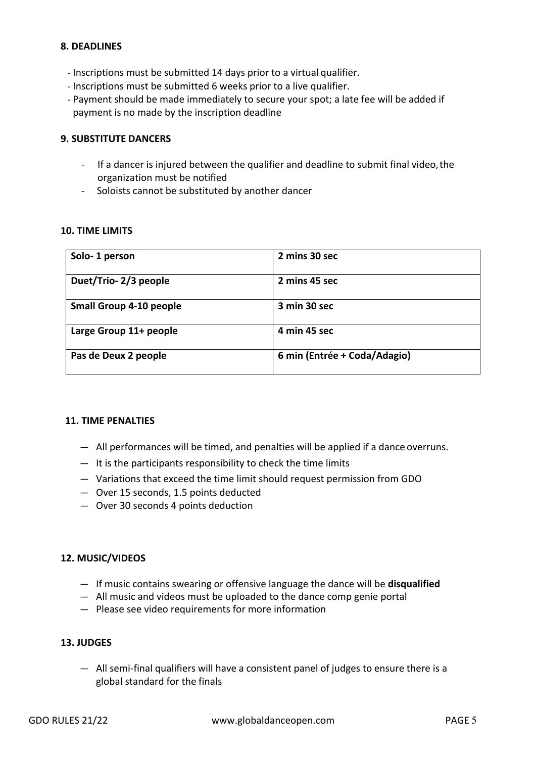## 8. DEADLINES

- Inscriptions must be submitted 14 days prior to a virtual qualifier.
- Inscriptions must be submitted 6 weeks prior to a live qualifier.
- Payment should be made immediately to secure your spot; a late fee will be added if payment is no made by the inscription deadline

## 9. SUBSTITUTE DANCERS

- If a dancer is injured between the qualifier and deadline to submit final video, the organization must be notified
- Soloists cannot be substituted by another dancer

## 10. TIME LIMITS

| **Solo- 1 person** | **2 mins 30 sec** |
|---|---|
| **Duet/Trio- 2/3 people** | **2 mins 45 sec** |
| **Small Group 4-10 people** | **3 min 30 sec** |
| **Large Group 11+ people** | **4 min 45 sec** |
| **Pas de Deux 2 people** | **6 min (Entrée + Coda/Adagio)** |

## 11. TIME PENALTIES

- All performances will be timed, and penalties will be applied if a dance overruns.
- It is the participants responsibility to check the time limits
- Variations that exceed the time limit should request permission from GDO
- Over 15 seconds, 1.5 points deducted
- Over 30 seconds 4 points deduction

## 12. MUSIC/VIDEOS

- If music contains swearing or offensive language the dance will be **disqualified**
- All music and videos must be uploaded to the dance comp genie portal
- Please see video requirements for more information

## 13. JUDGES

- All semi-final qualifiers will have a consistent panel of judges to ensure there is a global standard for the finals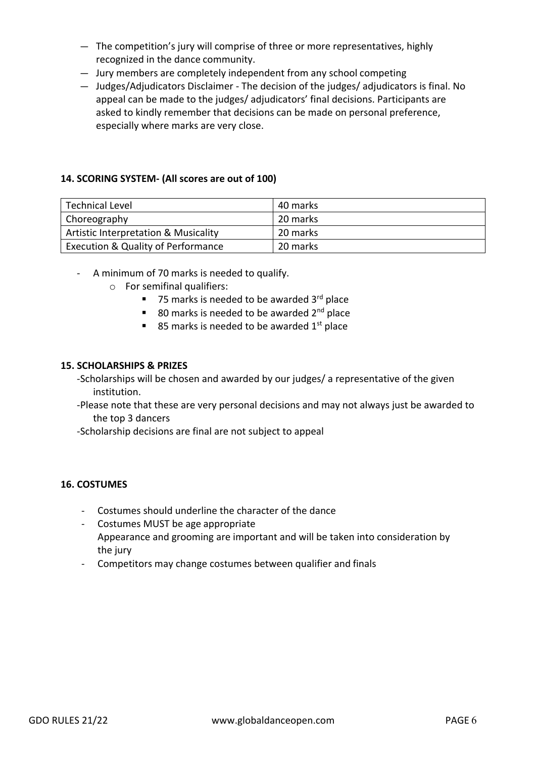- The competition's jury will comprise of three or more representatives, highly recognized in the dance community.
- Jury members are completely independent from any school competing
- Judges/Adjudicators Disclaimer - The decision of the judges/ adjudicators is final. No appeal can be made to the judges/ adjudicators' final decisions. Participants are asked to kindly remember that decisions can be made on personal preference, especially where marks are very close.

### 14. SCORING SYSTEM- (All scores are out of 100)

| Technical Level | 40 marks |
|---|---|
| Choreography | 20 marks |
| Artistic Interpretation & Musicality | 20 marks |
| Execution & Quality of Performance | 20 marks |

- A minimum of 70 marks is needed to qualify.
  - For semifinal qualifiers:
    - 75 marks is needed to be awarded 3rd place
    - 80 marks is needed to be awarded 2nd place
    - 85 marks is needed to be awarded 1st place

### 15. SCHOLARSHIPS & PRIZES

-Scholarships will be chosen and awarded by our judges/ a representative of the given institution.

-Please note that these are very personal decisions and may not always just be awarded to the top 3 dancers

-Scholarship decisions are final are not subject to appeal

### 16. COSTUMES

- Costumes should underline the character of the dance
- Costumes MUST be age appropriate
  Appearance and grooming are important and will be taken into consideration by the jury
- Competitors may change costumes between qualifier and finals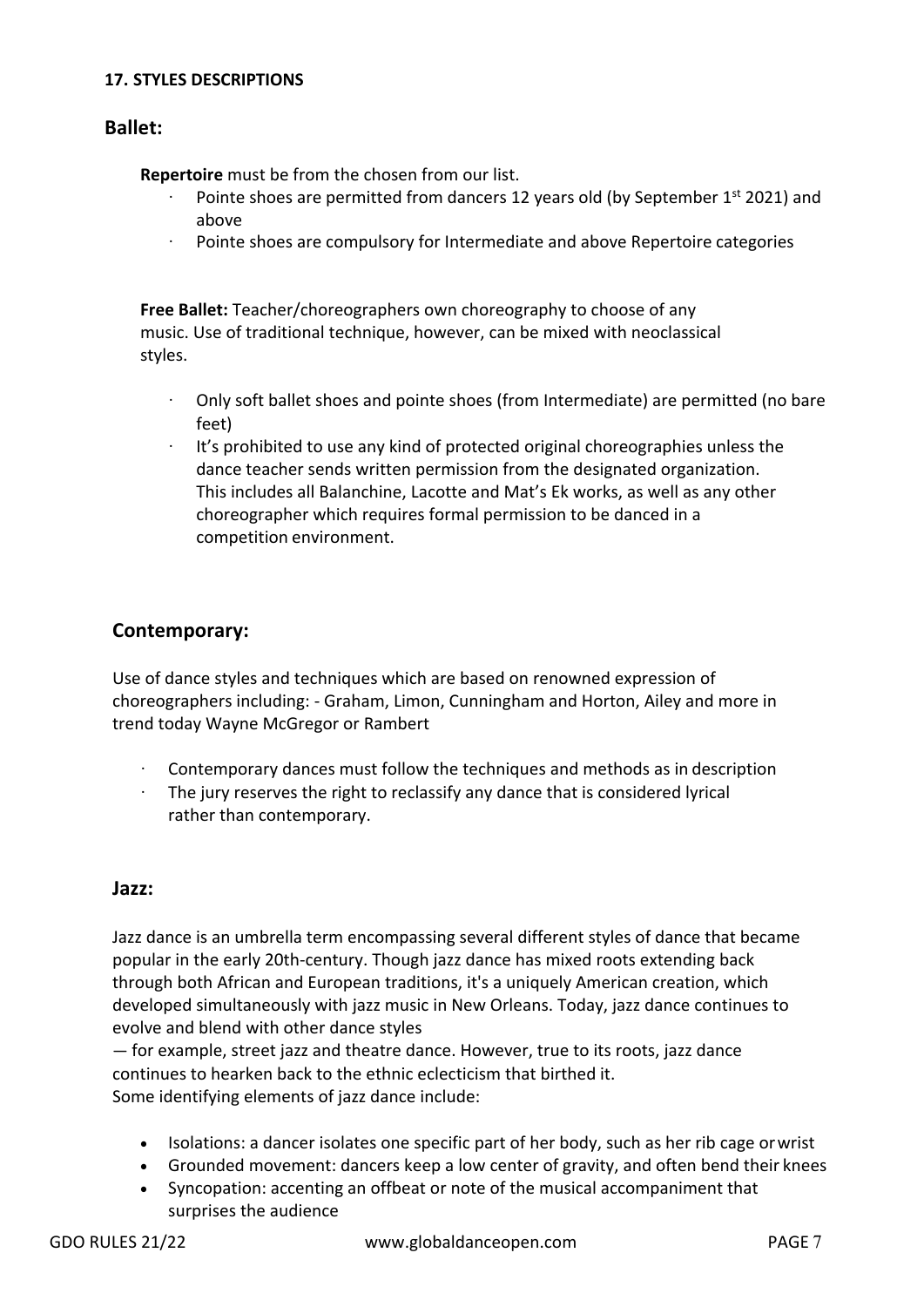**17. STYLES DESCRIPTIONS**

## Ballet:

**Repertoire** must be from the chosen from our list.

- Pointe shoes are permitted from dancers 12 years old (by September 1st 2021) and above
- Pointe shoes are compulsory for Intermediate and above Repertoire categories

**Free Ballet:** Teacher/choreographers own choreography to choose of any music. Use of traditional technique, however, can be mixed with neoclassical styles.

- Only soft ballet shoes and pointe shoes (from Intermediate) are permitted (no bare feet)
- It's prohibited to use any kind of protected original choreographies unless the dance teacher sends written permission from the designated organization. This includes all Balanchine, Lacotte and Mat's Ek works, as well as any other choreographer which requires formal permission to be danced in a competition environment.

## Contemporary:

Use of dance styles and techniques which are based on renowned expression of choreographers including: - Graham, Limon, Cunningham and Horton, Ailey and more in trend today Wayne McGregor or Rambert

- Contemporary dances must follow the techniques and methods as in description
- The jury reserves the right to reclassify any dance that is considered lyrical rather than contemporary.

## Jazz:

Jazz dance is an umbrella term encompassing several different styles of dance that became popular in the early 20th-century. Though jazz dance has mixed roots extending back through both African and European traditions, it's a uniquely American creation, which developed simultaneously with jazz music in New Orleans. Today, jazz dance continues to evolve and blend with other dance styles
— for example, street jazz and theatre dance. However, true to its roots, jazz dance continues to hearken back to the ethnic eclecticism that birthed it.
Some identifying elements of jazz dance include:

- Isolations: a dancer isolates one specific part of her body, such as her rib cage or wrist
- Grounded movement: dancers keep a low center of gravity, and often bend their knees
- Syncopation: accenting an offbeat or note of the musical accompaniment that surprises the audience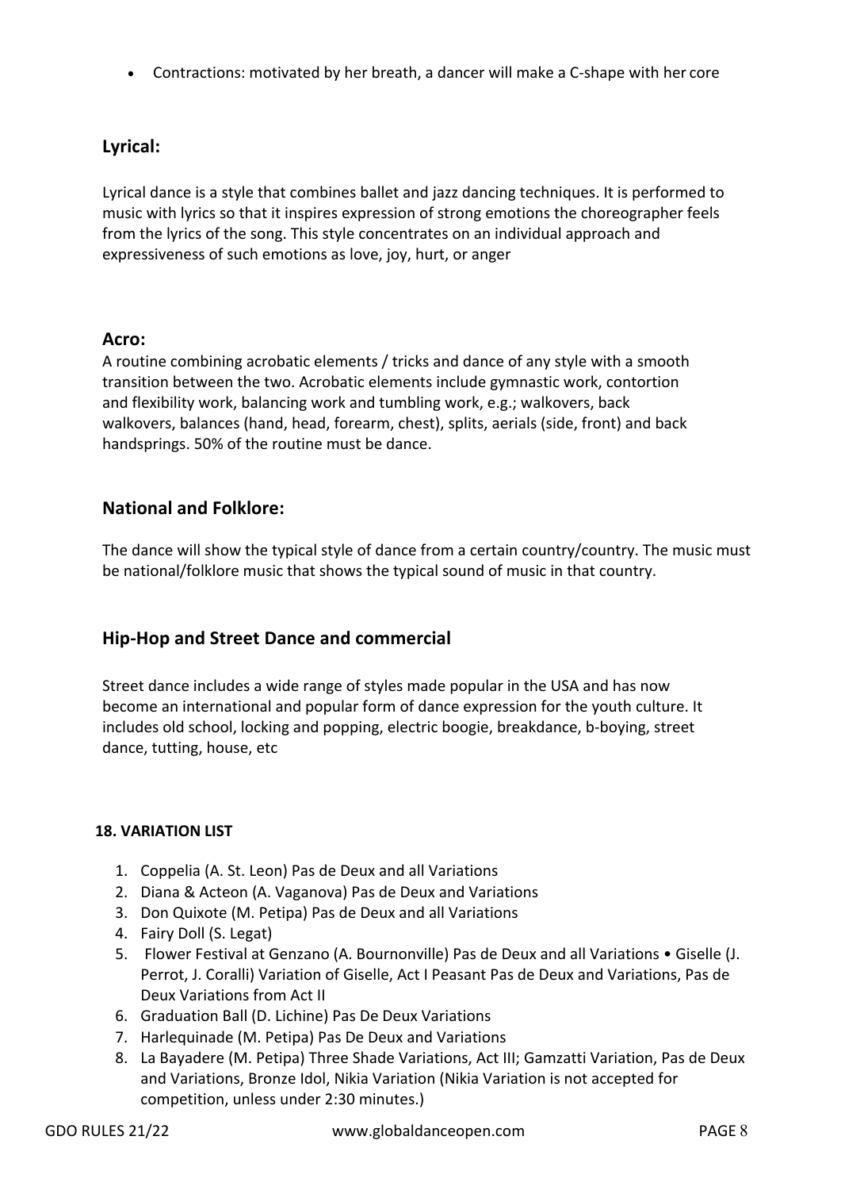- Contractions: motivated by her breath, a dancer will make a C-shape with her core

## Lyrical:

Lyrical dance is a style that combines ballet and jazz dancing techniques. It is performed to music with lyrics so that it inspires expression of strong emotions the choreographer feels from the lyrics of the song. This style concentrates on an individual approach and expressiveness of such emotions as love, joy, hurt, or anger

## Acro:

A routine combining acrobatic elements / tricks and dance of any style with a smooth transition between the two. Acrobatic elements include gymnastic work, contortion and flexibility work, balancing work and tumbling work, e.g.; walkovers, back walkovers, balances (hand, head, forearm, chest), splits, aerials (side, front) and back handsprings. 50% of the routine must be dance.

## National and Folklore:

The dance will show the typical style of dance from a certain country/country. The music must be national/folklore music that shows the typical sound of music in that country.

## Hip-Hop and Street Dance and commercial

Street dance includes a wide range of styles made popular in the USA and has now become an international and popular form of dance expression for the youth culture. It includes old school, locking and popping, electric boogie, breakdance, b-boying, street dance, tutting, house, etc

#### 18. VARIATION LIST

1. Coppelia (A. St. Leon) Pas de Deux and all Variations
2. Diana & Acteon (A. Vaganova) Pas de Deux and Variations
3. Don Quixote (M. Petipa) Pas de Deux and all Variations
4. Fairy Doll (S. Legat)
5. Flower Festival at Genzano (A. Bournonville) Pas de Deux and all Variations • Giselle (J. Perrot, J. Coralli) Variation of Giselle, Act I Peasant Pas de Deux and Variations, Pas de Deux Variations from Act II
6. Graduation Ball (D. Lichine) Pas De Deux Variations
7. Harlequinade (M. Petipa) Pas De Deux and Variations
8. La Bayadere (M. Petipa) Three Shade Variations, Act III; Gamzatti Variation, Pas de Deux and Variations, Bronze Idol, Nikia Variation (Nikia Variation is not accepted for competition, unless under 2:30 minutes.)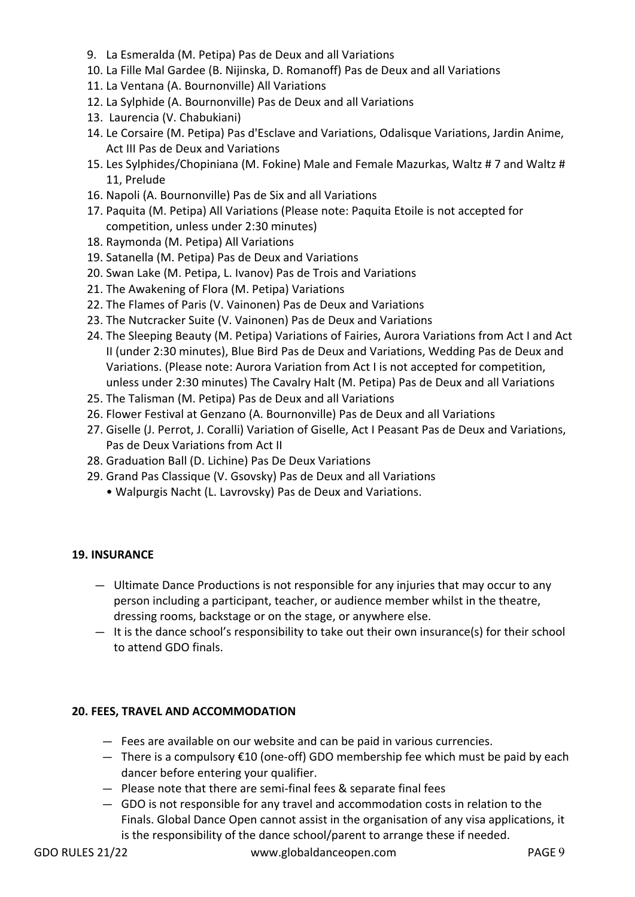9. La Esmeralda (M. Petipa) Pas de Deux and all Variations
10. La Fille Mal Gardee (B. Nijinska, D. Romanoff) Pas de Deux and all Variations
11. La Ventana (A. Bournonville) All Variations
12. La Sylphide (A. Bournonville) Pas de Deux and all Variations
13. Laurencia (V. Chabukiani)
14. Le Corsaire (M. Petipa) Pas d'Esclave and Variations, Odalisque Variations, Jardin Anime, Act III Pas de Deux and Variations
15. Les Sylphides/Chopiniana (M. Fokine) Male and Female Mazurkas, Waltz # 7 and Waltz # 11, Prelude
16. Napoli (A. Bournonville) Pas de Six and all Variations
17. Paquita (M. Petipa) All Variations (Please note: Paquita Etoile is not accepted for competition, unless under 2:30 minutes)
18. Raymonda (M. Petipa) All Variations
19. Satanella (M. Petipa) Pas de Deux and Variations
20. Swan Lake (M. Petipa, L. Ivanov) Pas de Trois and Variations
21. The Awakening of Flora (M. Petipa) Variations
22. The Flames of Paris (V. Vainonen) Pas de Deux and Variations
23. The Nutcracker Suite (V. Vainonen) Pas de Deux and Variations
24. The Sleeping Beauty (M. Petipa) Variations of Fairies, Aurora Variations from Act I and Act II (under 2:30 minutes), Blue Bird Pas de Deux and Variations, Wedding Pas de Deux and Variations. (Please note: Aurora Variation from Act I is not accepted for competition, unless under 2:30 minutes) The Cavalry Halt (M. Petipa) Pas de Deux and all Variations
25. The Talisman (M. Petipa) Pas de Deux and all Variations
26. Flower Festival at Genzano (A. Bournonville) Pas de Deux and all Variations
27. Giselle (J. Perrot, J. Coralli) Variation of Giselle, Act I Peasant Pas de Deux and Variations, Pas de Deux Variations from Act II
28. Graduation Ball (D. Lichine) Pas De Deux Variations
29. Grand Pas Classique (V. Gsovsky) Pas de Deux and all Variations
    - Walpurgis Nacht (L. Lavrovsky) Pas de Deux and Variations.

**19. INSURANCE**

- Ultimate Dance Productions is not responsible for any injuries that may occur to any person including a participant, teacher, or audience member whilst in the theatre, dressing rooms, backstage or on the stage, or anywhere else.
- It is the dance school's responsibility to take out their own insurance(s) for their school to attend GDO finals.

**20. FEES, TRAVEL AND ACCOMMODATION**

- Fees are available on our website and can be paid in various currencies.
- There is a compulsory €10 (one-off) GDO membership fee which must be paid by each dancer before entering your qualifier.
- Please note that there are semi-final fees & separate final fees
- GDO is not responsible for any travel and accommodation costs in relation to the Finals. Global Dance Open cannot assist in the organisation of any visa applications, it is the responsibility of the dance school/parent to arrange these if needed.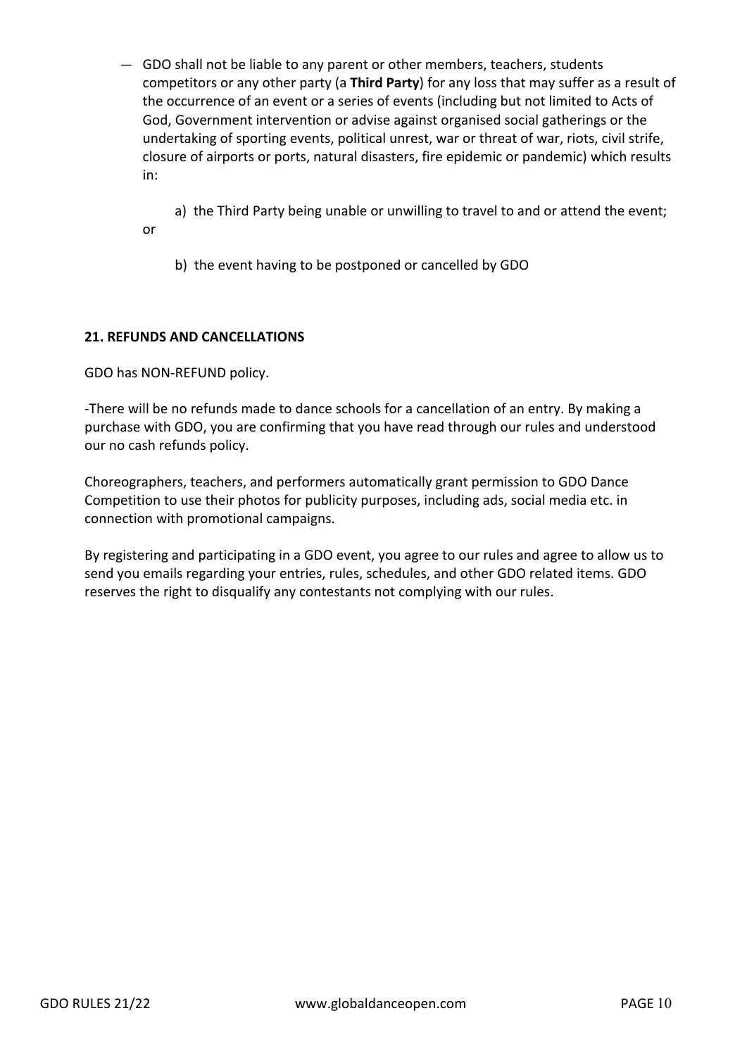— GDO shall not be liable to any parent or other members, teachers, students competitors or any other party (a **Third Party**) for any loss that may suffer as a result of the occurrence of an event or a series of events (including but not limited to Acts of God, Government intervention or advise against organised social gatherings or the undertaking of sporting events, political unrest, war or threat of war, riots, civil strife, closure of airports or ports, natural disasters, fire epidemic or pandemic) which results in:

a) the Third Party being unable or unwilling to travel to and or attend the event; or

b) the event having to be postponed or cancelled by GDO

**21. REFUNDS AND CANCELLATIONS**

GDO has NON-REFUND policy.

-There will be no refunds made to dance schools for a cancellation of an entry. By making a purchase with GDO, you are confirming that you have read through our rules and understood our no cash refunds policy.

Choreographers, teachers, and performers automatically grant permission to GDO Dance Competition to use their photos for publicity purposes, including ads, social media etc. in connection with promotional campaigns.

By registering and participating in a GDO event, you agree to our rules and agree to allow us to send you emails regarding your entries, rules, schedules, and other GDO related items. GDO reserves the right to disqualify any contestants not complying with our rules.